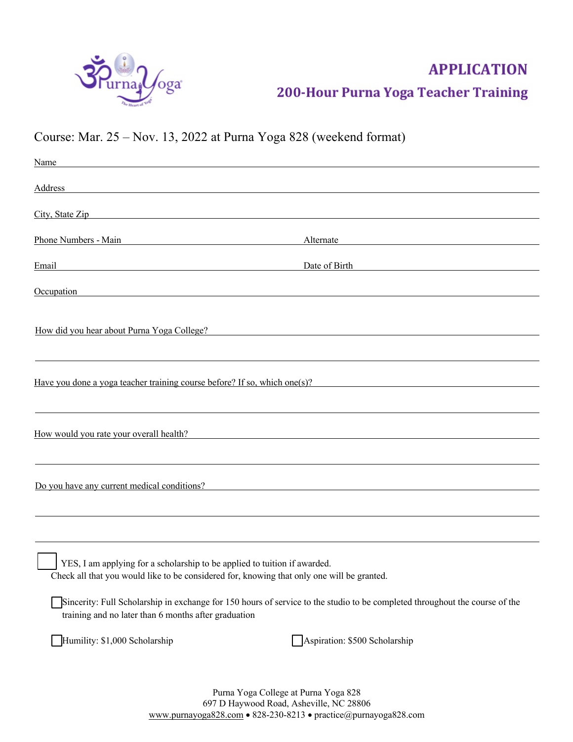# APPLICATION

## 200-Hour Purna Yoga Teacher Training

Course: Mar. 25 – Nov. 13, 2022 at Purna Yoga 828 (weekend format)

Name ______________________________

Address ______________________________

City, State Zip ______________________________

Phone Numbers - Main ______________________________ Alternate ______________________________

Email ______________________________ Date of Birth ______________________________

Occupation ______________________________

How did you hear about Purna Yoga College? ______________________________

______________________________

Have you done a yoga teacher training course before? If so, which one(s)? ______________________________

______________________________

How would you rate your overall health? ______________________________

______________________________

Do you have any current medical conditions? ______________________________

______________________________

______________________________

☐ YES, I am applying for a scholarship to be applied to tuition if awarded.
Check all that you would like to be considered for, knowing that only one will be granted.

☐ Sincerity: Full Scholarship in exchange for 150 hours of service to the studio to be completed throughout the course of the training and no later than 6 months after graduation

☐ Humility: $1,000 Scholarship

☐ Aspiration: $500 Scholarship

Purna Yoga College at Purna Yoga 828
697 D Haywood Road, Asheville, NC 28806
www.purnayoga828.com • 828-230-8213 • practice@purnayoga828.com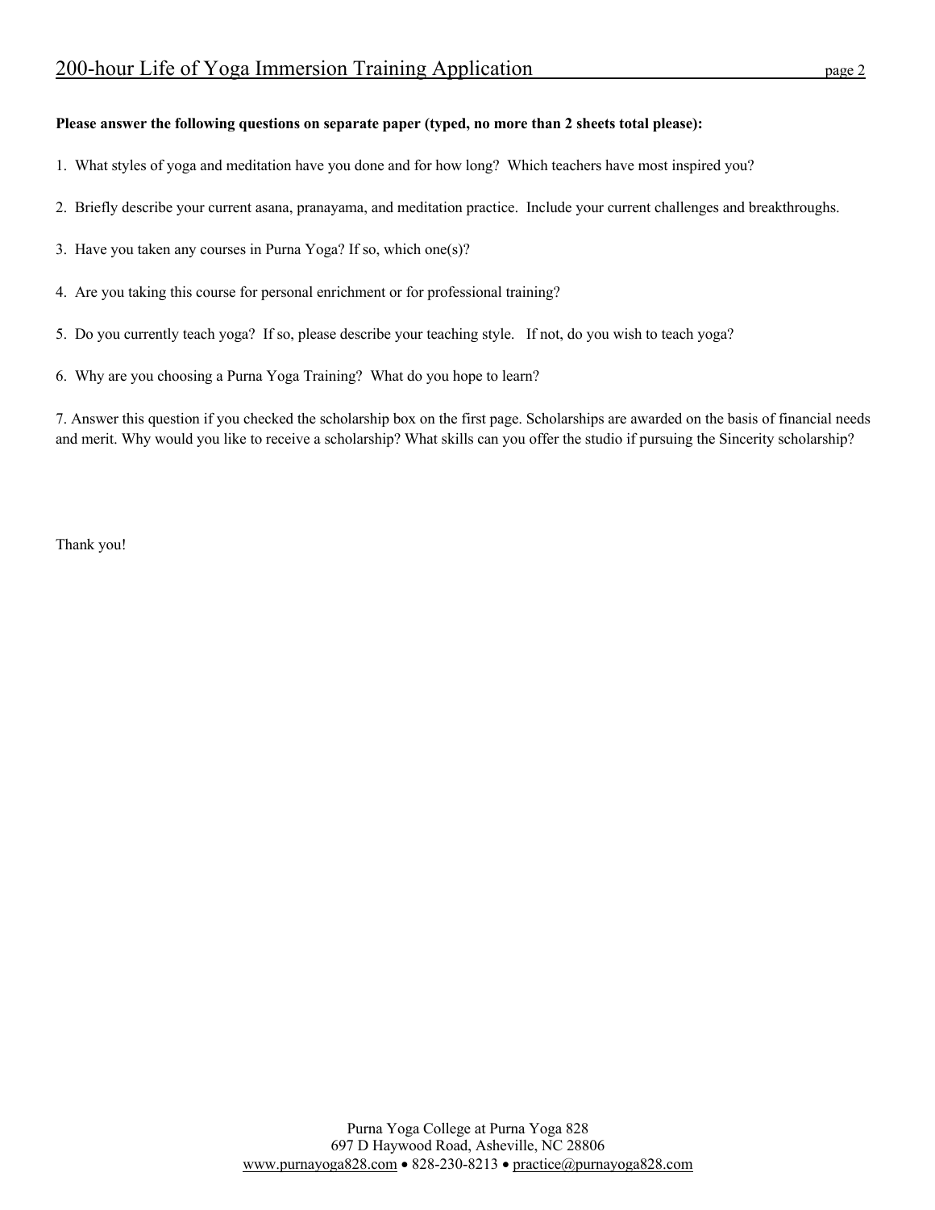**Please answer the following questions on separate paper (typed, no more than 2 sheets total please):**

1. What styles of yoga and meditation have you done and for how long? Which teachers have most inspired you?

2. Briefly describe your current asana, pranayama, and meditation practice. Include your current challenges and breakthroughs.

3. Have you taken any courses in Purna Yoga? If so, which one(s)?

4. Are you taking this course for personal enrichment or for professional training?

5. Do you currently teach yoga? If so, please describe your teaching style. If not, do you wish to teach yoga?

6. Why are you choosing a Purna Yoga Training? What do you hope to learn?

7. Answer this question if you checked the scholarship box on the first page. Scholarships are awarded on the basis of financial needs and merit. Why would you like to receive a scholarship? What skills can you offer the studio if pursuing the Sincerity scholarship?

Thank you!

Purna Yoga College at Purna Yoga 828
697 D Haywood Road, Asheville, NC 28806
www.purnayoga828.com • 828-230-8213 • practice@purnayoga828.com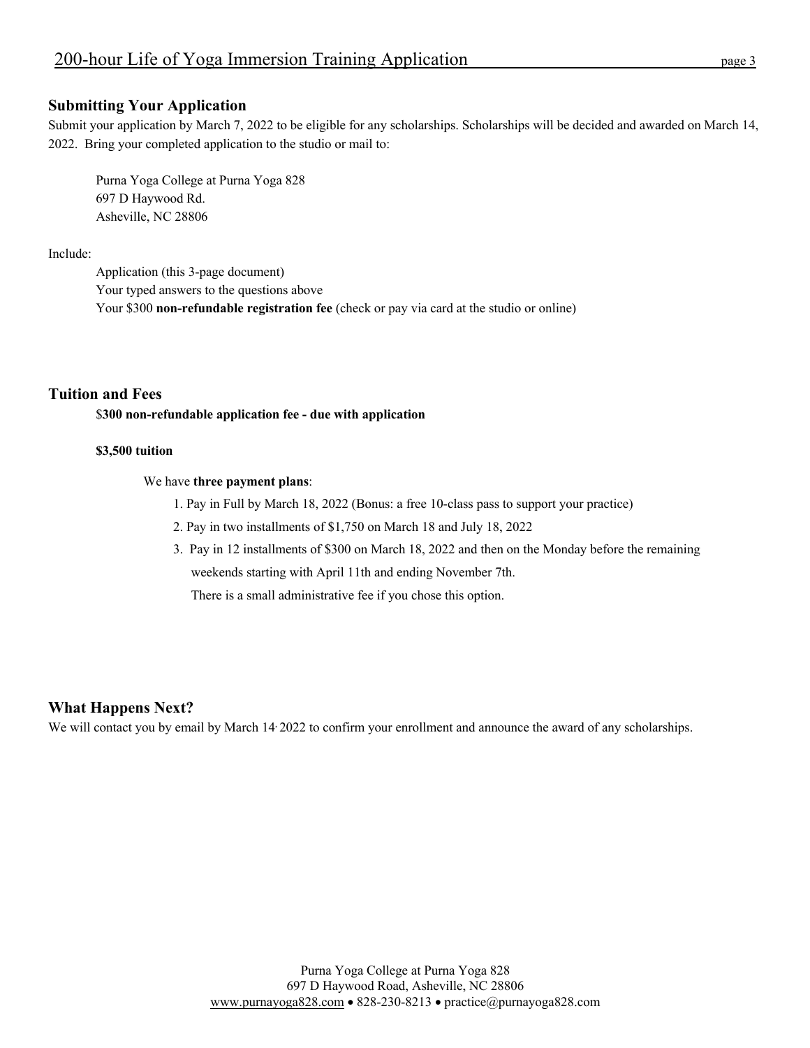## Submitting Your Application

Submit your application by March 7, 2022 to be eligible for any scholarships. Scholarships will be decided and awarded on March 14, 2022. Bring your completed application to the studio or mail to:

Purna Yoga College at Purna Yoga 828
697 D Haywood Rd.
Asheville, NC 28806

Include:

Application (this 3-page document)
Your typed answers to the questions above
Your $300 **non-refundable registration fee** (check or pay via card at the studio or online)

## Tuition and Fees

$**300 non-refundable application fee - due with application**

**$3,500 tuition**

We have **three payment plans**:

1. Pay in Full by March 18, 2022 (Bonus: a free 10-class pass to support your practice)
2. Pay in two installments of $1,750 on March 18 and July 18, 2022
3. Pay in 12 installments of $300 on March 18, 2022 and then on the Monday before the remaining weekends starting with April 11th and ending November 7th.
   There is a small administrative fee if you chose this option.

## What Happens Next?

We will contact you by email by March 14, 2022 to confirm your enrollment and announce the award of any scholarships.

Purna Yoga College at Purna Yoga 828
697 D Haywood Road, Asheville, NC 28806
www.purnayoga828.com • 828-230-8213 • practice@purnayoga828.com